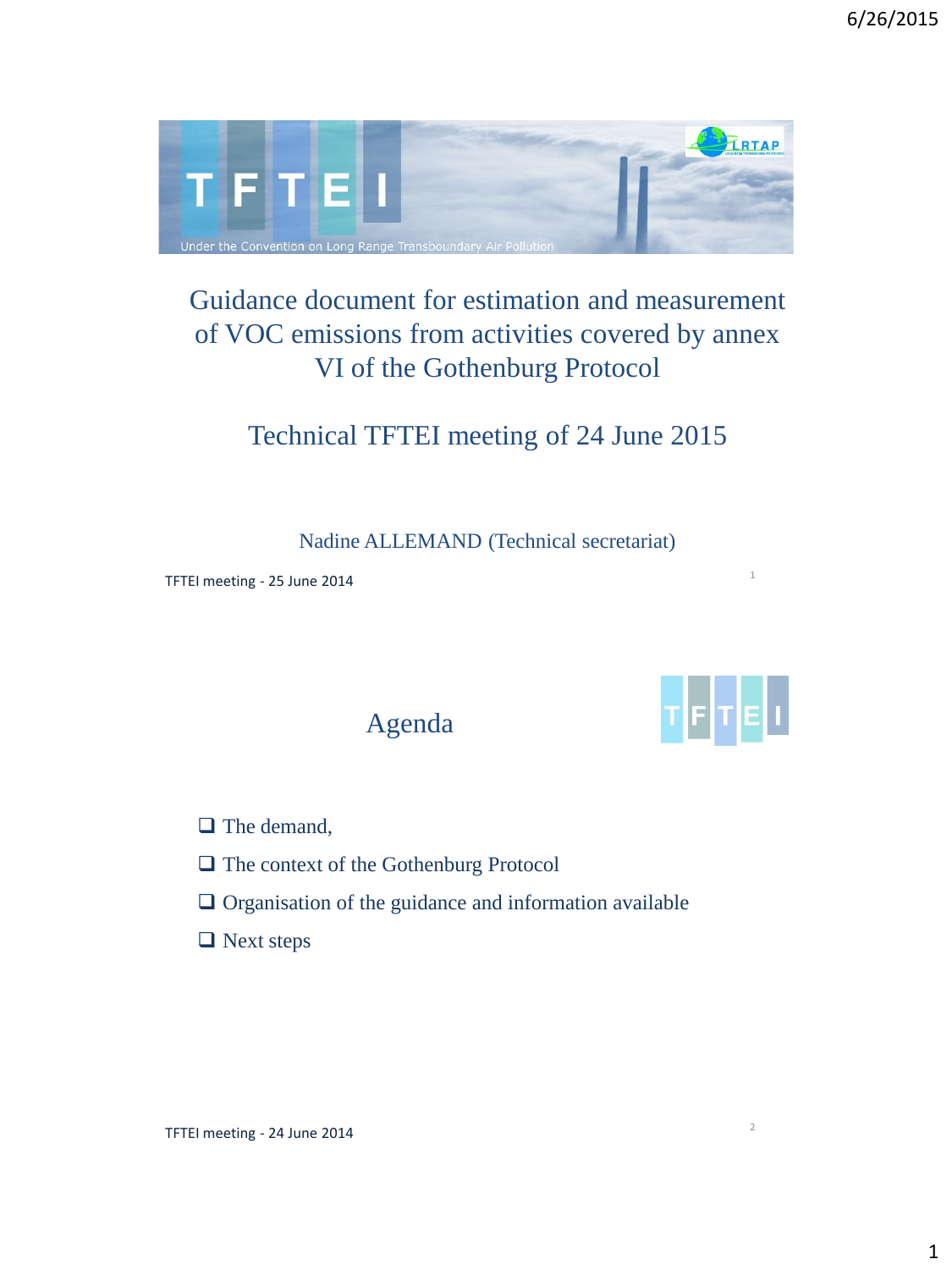# Guidance document for estimation and measurement of VOC emissions from activities covered by annex VI of the Gothenburg Protocol

## Technical TFTEI meeting of 24 June 2015

Nadine ALLEMAND (Technical secretariat)

TFTEI meeting - 25 June 2014

## Agenda

- The demand,
- The context of the Gothenburg Protocol
- Organisation of the guidance and information available
- Next steps

TFTEI meeting - 24 June 2014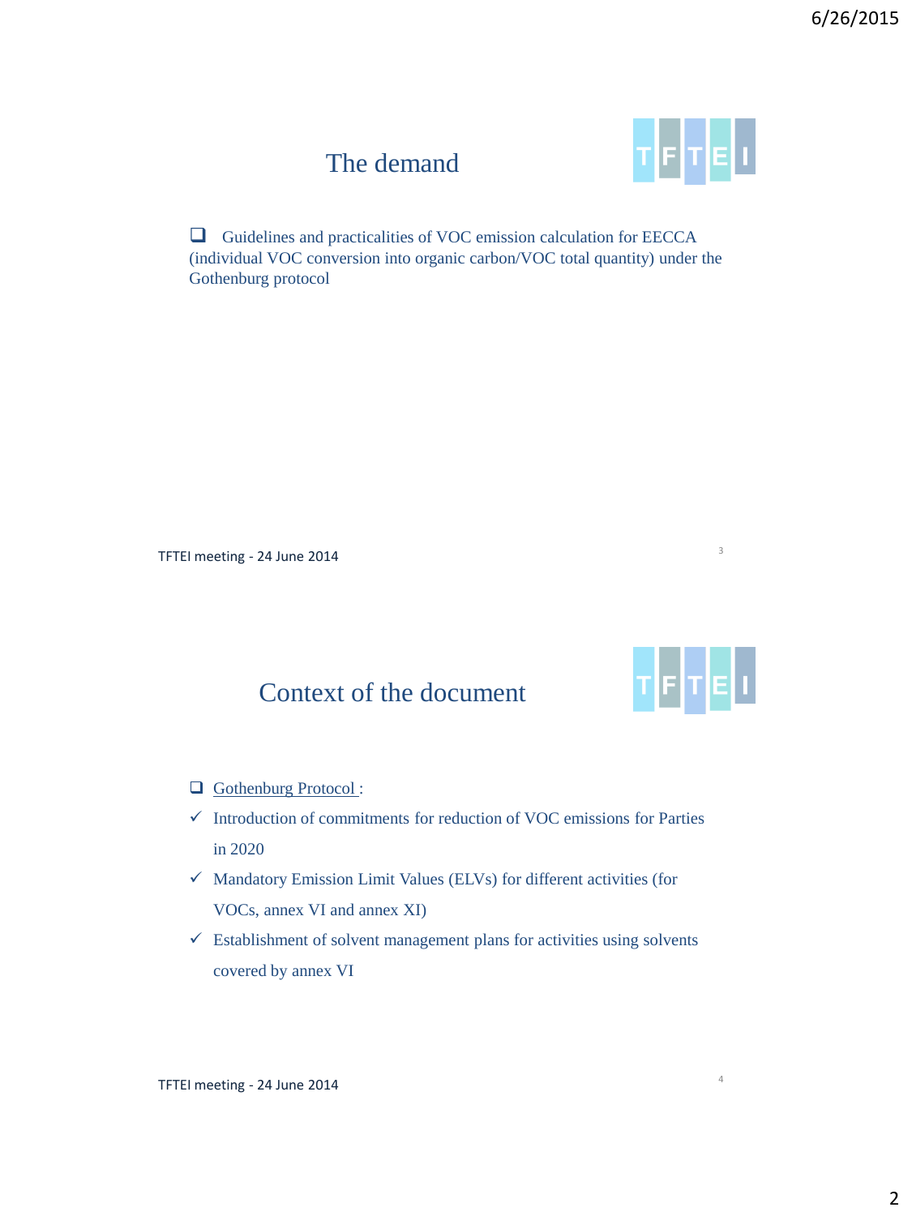## The demand

- Guidelines and practicalities of VOC emission calculation for EECCA (individual VOC conversion into organic carbon/VOC total quantity) under the Gothenburg protocol

TFTEI meeting - 24 June 2014

## Context of the document

- Gothenburg Protocol :
  - ✓ Introduction of commitments for reduction of VOC emissions for Parties in 2020
  - ✓ Mandatory Emission Limit Values (ELVs) for different activities (for VOCs, annex VI and annex XI)
  - ✓ Establishment of solvent management plans for activities using solvents covered by annex VI

TFTEI meeting - 24 June 2014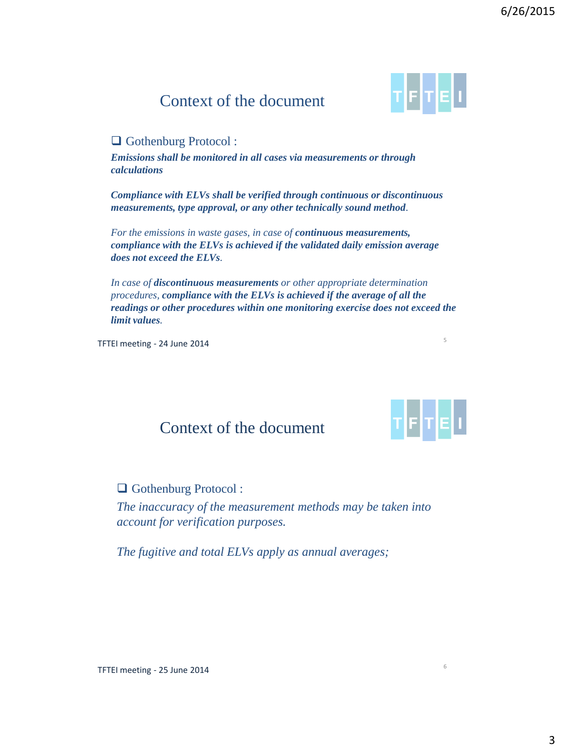## Context of the document

- Gothenburg Protocol :

***Emissions shall be monitored in all cases via measurements or through calculations***

***Compliance with ELVs shall be verified through continuous or discontinuous measurements, type approval, or any other technically sound method***.

*For the emissions in waste gases, in case of* ***continuous measurements, compliance with the ELVs is achieved if the validated daily emission average does not exceed the ELVs***.

*In case of* ***discontinuous measurements*** *or other appropriate determination procedures,* ***compliance with the ELVs is achieved if the average of all the readings or other procedures within one monitoring exercise does not exceed the limit values***.

TFTEI meeting - 24 June 2014

## Context of the document

- Gothenburg Protocol :

*The inaccuracy of the measurement methods may be taken into account for verification purposes.*

*The fugitive and total ELVs apply as annual averages;*

TFTEI meeting - 25 June 2014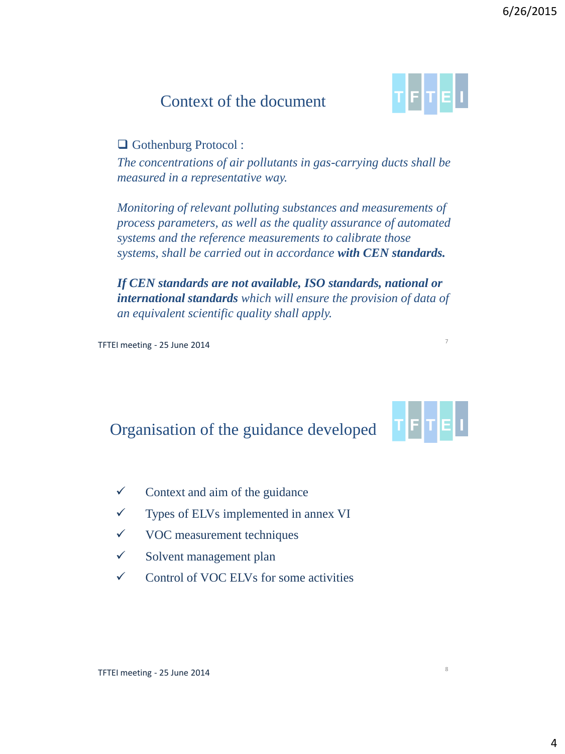## Context of the document

- Gothenburg Protocol :

*The concentrations of air pollutants in gas-carrying ducts shall be measured in a representative way.*

*Monitoring of relevant polluting substances and measurements of process parameters, as well as the quality assurance of automated systems and the reference measurements to calibrate those systems, shall be carried out in accordance **with CEN standards.***

***If CEN standards are not available, ISO standards, national or international standards** which will ensure the provision of data of an equivalent scientific quality shall apply.*

TFTEI meeting - 25 June 2014

## Organisation of the guidance developed

- ✓ Context and aim of the guidance
- ✓ Types of ELVs implemented in annex VI
- ✓ VOC measurement techniques
- ✓ Solvent management plan
- ✓ Control of VOC ELVs for some activities

TFTEI meeting - 25 June 2014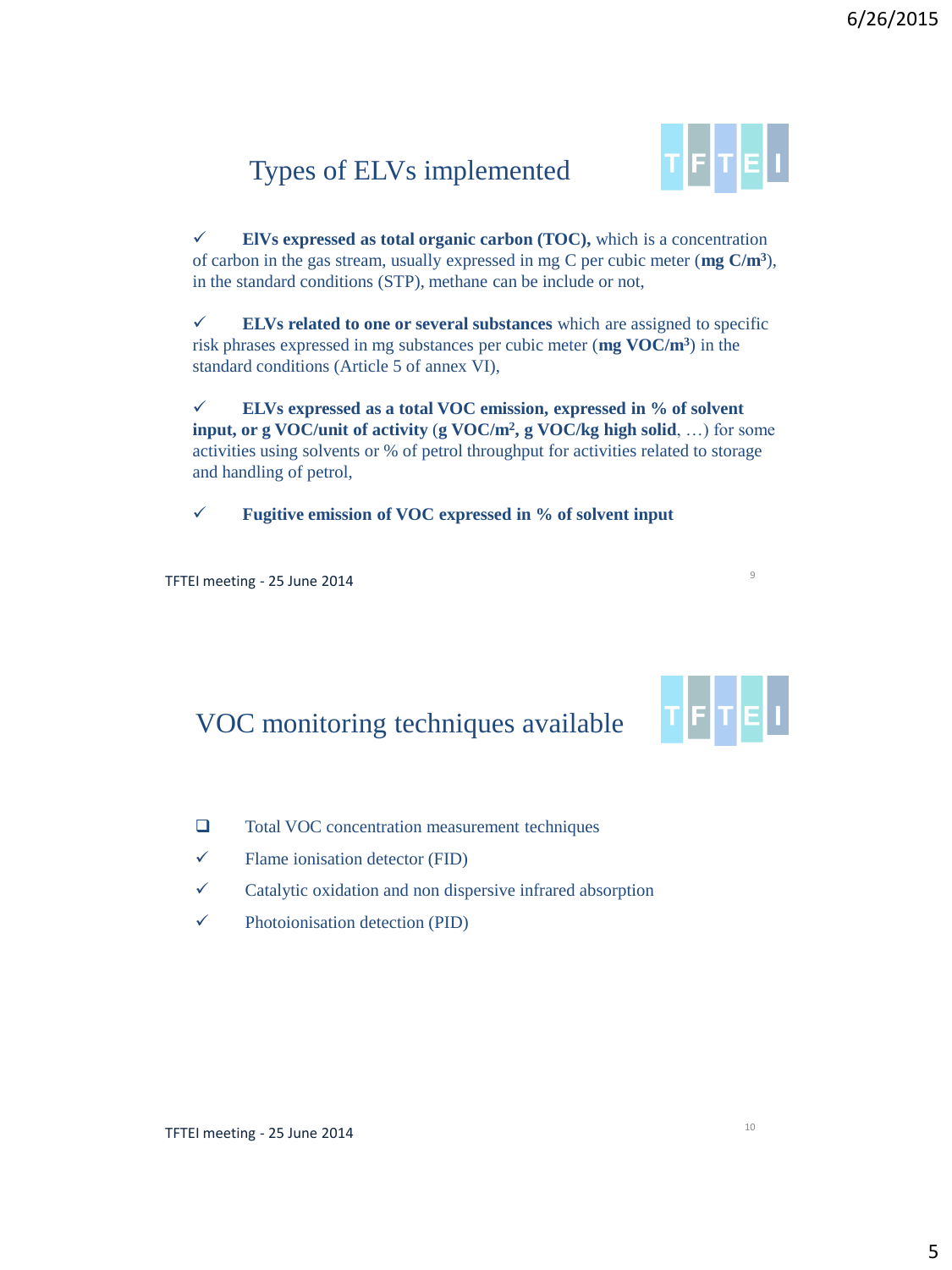## Types of ELVs implemented

- ✓ **ElVs expressed as total organic carbon (TOC),** which is a concentration of carbon in the gas stream, usually expressed in mg C per cubic meter (**mg C/m$^3$**), in the standard conditions (STP), methane can be include or not,

- ✓ **ELVs related to one or several substances** which are assigned to specific risk phrases expressed in mg substances per cubic meter (**mg VOC/m$^3$**) in the standard conditions (Article 5 of annex VI),

- ✓ **ELVs expressed as a total VOC emission, expressed in % of solvent input, or g VOC/unit of activity** (**g VOC/m$^2$, g VOC/kg high solid**, …) for some activities using solvents or % of petrol throughput for activities related to storage and handling of petrol,

- ✓ **Fugitive emission of VOC expressed in % of solvent input**

TFTEI meeting - 25 June 2014

## VOC monitoring techniques available

- ❑ Total VOC concentration measurement techniques
- ✓ Flame ionisation detector (FID)
- ✓ Catalytic oxidation and non dispersive infrared absorption
- ✓ Photoionisation detection (PID)

TFTEI meeting - 25 June 2014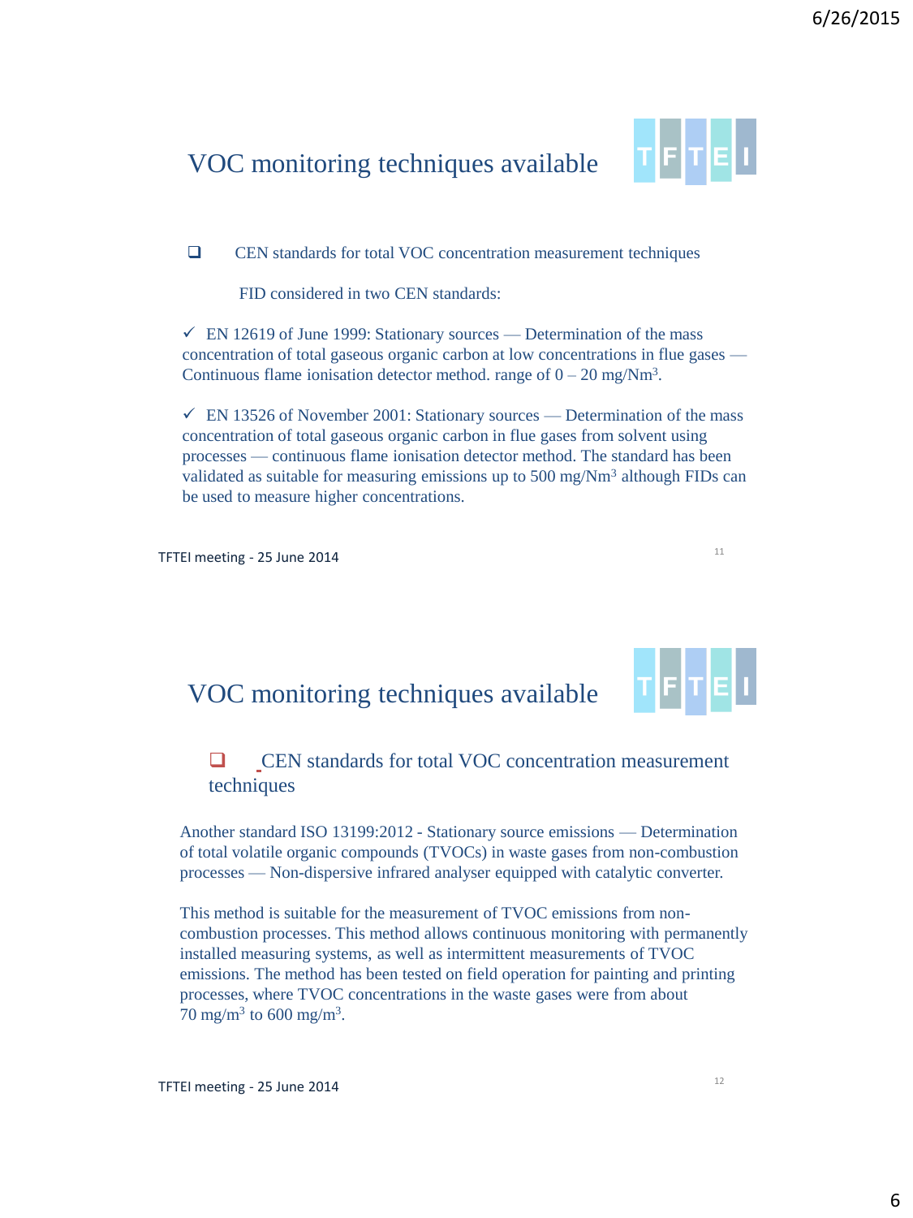## VOC monitoring techniques available

- CEN standards for total VOC concentration measurement techniques

  FID considered in two CEN standards:

✓ EN 12619 of June 1999: Stationary sources — Determination of the mass concentration of total gaseous organic carbon at low concentrations in flue gases — Continuous flame ionisation detector method. range of 0 – 20 mg/Nm$^3$.

✓ EN 13526 of November 2001: Stationary sources — Determination of the mass concentration of total gaseous organic carbon in flue gases from solvent using processes — continuous flame ionisation detector method. The standard has been validated as suitable for measuring emissions up to 500 mg/Nm$^3$ although FIDs can be used to measure higher concentrations.

TFTEI meeting - 25 June 2014

## VOC monitoring techniques available

- CEN standards for total VOC concentration measurement techniques

Another standard ISO 13199:2012 - Stationary source emissions — Determination of total volatile organic compounds (TVOCs) in waste gases from non-combustion processes — Non-dispersive infrared analyser equipped with catalytic converter.

This method is suitable for the measurement of TVOC emissions from non-combustion processes. This method allows continuous monitoring with permanently installed measuring systems, as well as intermittent measurements of TVOC emissions. The method has been tested on field operation for painting and printing processes, where TVOC concentrations in the waste gases were from about 70 mg/m$^3$ to 600 mg/m$^3$.

TFTEI meeting - 25 June 2014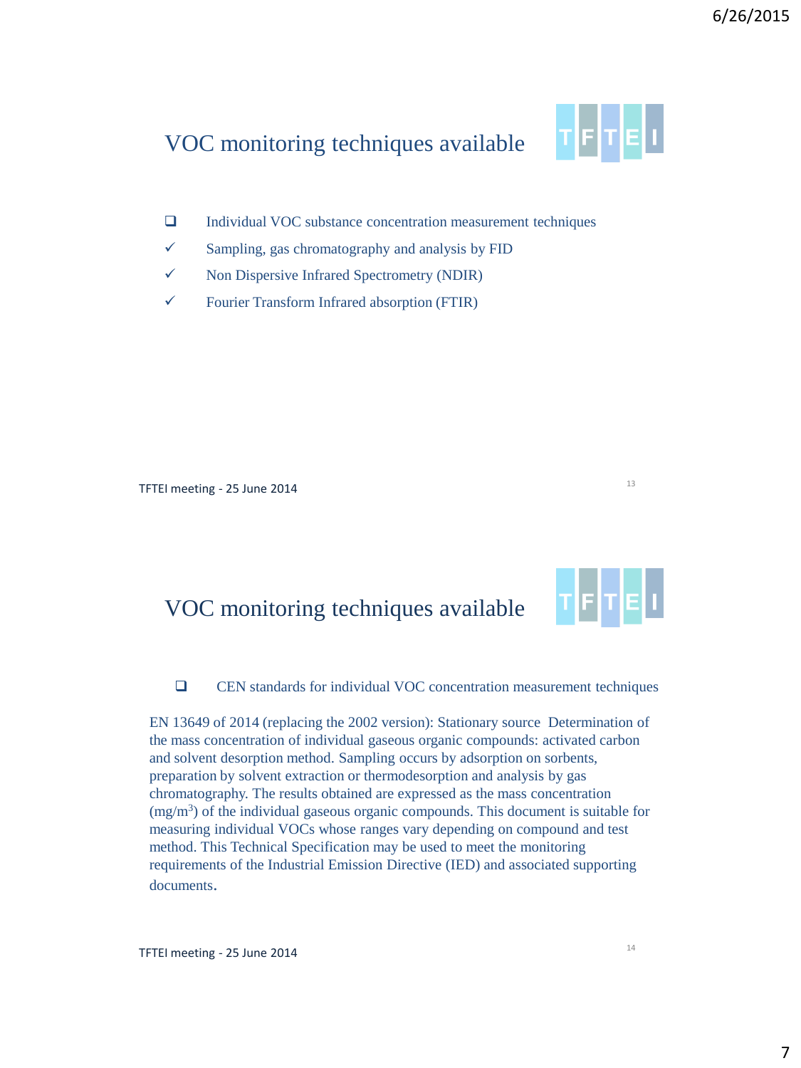## VOC monitoring techniques available

- ❑ Individual VOC substance concentration measurement techniques
- ✓ Sampling, gas chromatography and analysis by FID
- ✓ Non Dispersive Infrared Spectrometry (NDIR)
- ✓ Fourier Transform Infrared absorption (FTIR)

TFTEI meeting - 25 June 2014

## VOC monitoring techniques available

- ❑ CEN standards for individual VOC concentration measurement techniques

EN 13649 of 2014 (replacing the 2002 version): Stationary source Determination of the mass concentration of individual gaseous organic compounds: activated carbon and solvent desorption method. Sampling occurs by adsorption on sorbents, preparation by solvent extraction or thermodesorption and analysis by gas chromatography. The results obtained are expressed as the mass concentration ($mg/m^3$) of the individual gaseous organic compounds. This document is suitable for measuring individual VOCs whose ranges vary depending on compound and test method. This Technical Specification may be used to meet the monitoring requirements of the Industrial Emission Directive (IED) and associated supporting documents.

TFTEI meeting - 25 June 2014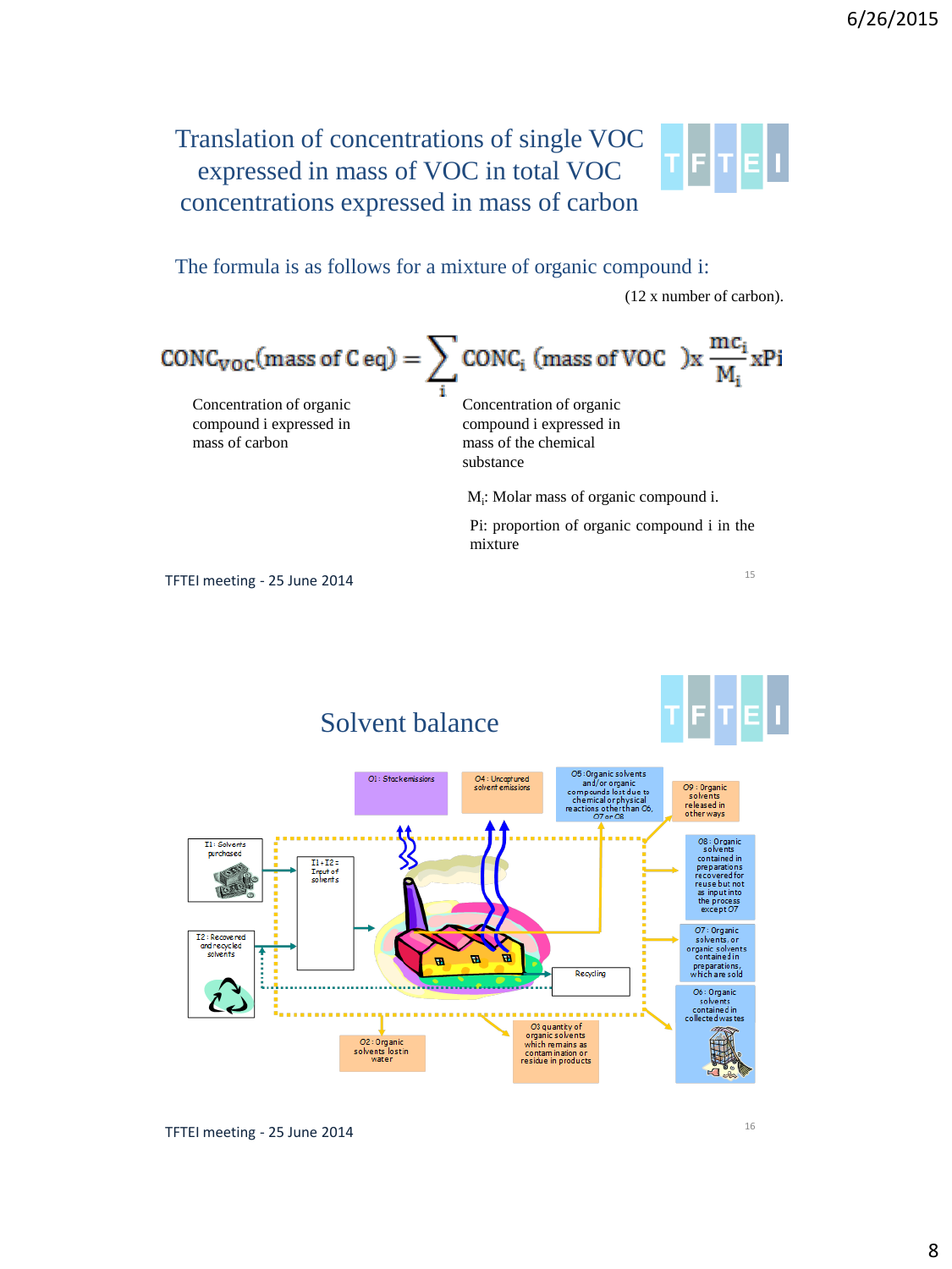# Translation of concentrations of single VOC expressed in mass of VOC in total VOC concentrations expressed in mass of carbon

The formula is as follows for a mixture of organic compound i:

(12 x number of carbon).

$$CONC_{VOC}(\text{mass of C eq}) = \sum_i CONC_i\ (\text{mass of VOC})\ x\ \frac{mc_i}{M_i} x Pi$$

Concentration of organic compound i expressed in mass of carbon

Concentration of organic compound i expressed in mass of the chemical substance

$M_i$: Molar mass of organic compound i.

Pi: proportion of organic compound i in the mixture

TFTEI meeting - 25 June 2014

# Solvent balance

I1: Solvents purchased

I2: Recovered and recycled solvents

I1+I2= Input of solvents

O1: Stack emissions

O4: Uncaptured solvent emissions

O5: Organic solvents and/or organic compounds lost due to chemical or physical reactions other than O6, O7 or O8

O9: Organic solvents released in other ways

O8: Organic solvents contained in preparations recovered for reuse but not as input into the process except O7

O7: Organic solvents, or organic solvents contained in preparations, which are sold

O6: Organic solvents contained in collected wastes

Recycling

O2: Organic solvents lost in water

O3 quantity of organic solvents which remains as contamination or residue in products

TFTEI meeting - 25 June 2014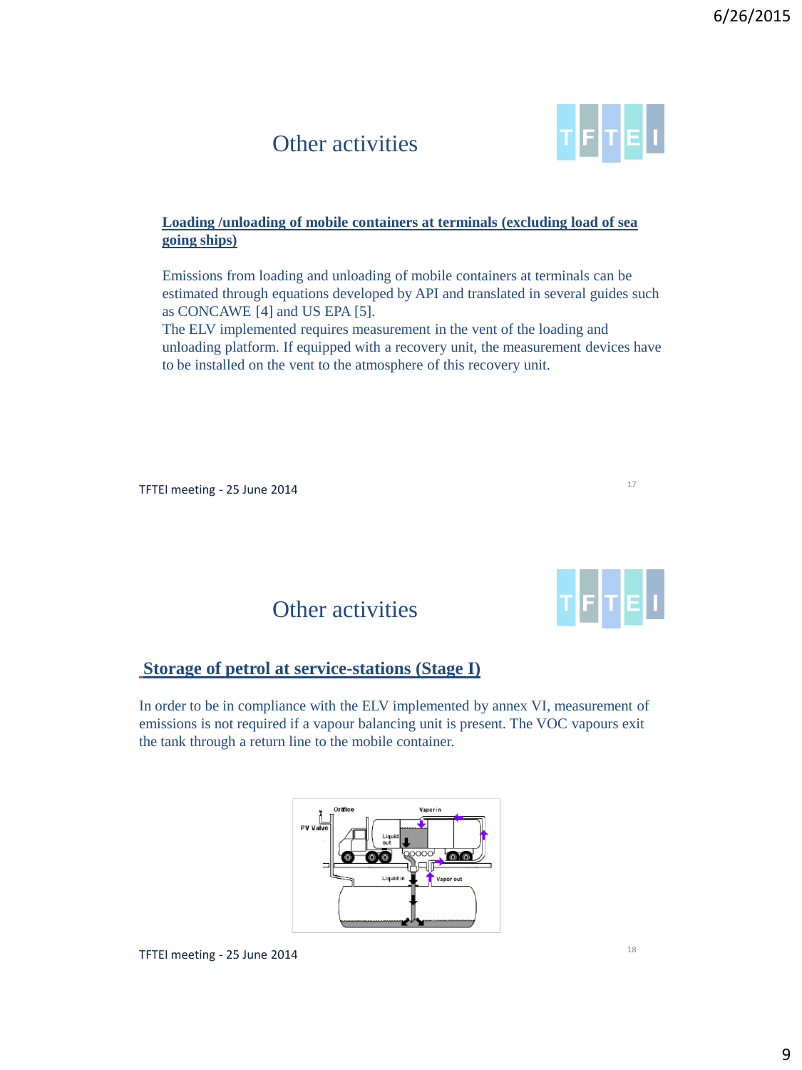## Other activities

**Loading /unloading of mobile containers at terminals (excluding load of sea going ships)**

Emissions from loading and unloading of mobile containers at terminals can be estimated through equations developed by API and translated in several guides such as CONCAWE [4] and US EPA [5].
The ELV implemented requires measurement in the vent of the loading and unloading platform. If equipped with a recovery unit, the measurement devices have to be installed on the vent to the atmosphere of this recovery unit.

TFTEI meeting - 25 June 2014

## Other activities

**Storage of petrol at service-stations (Stage I)**

In order to be in compliance with the ELV implemented by annex VI, measurement of emissions is not required if a vapour balancing unit is present. The VOC vapours exit the tank through a return line to the mobile container.

TFTEI meeting - 25 June 2014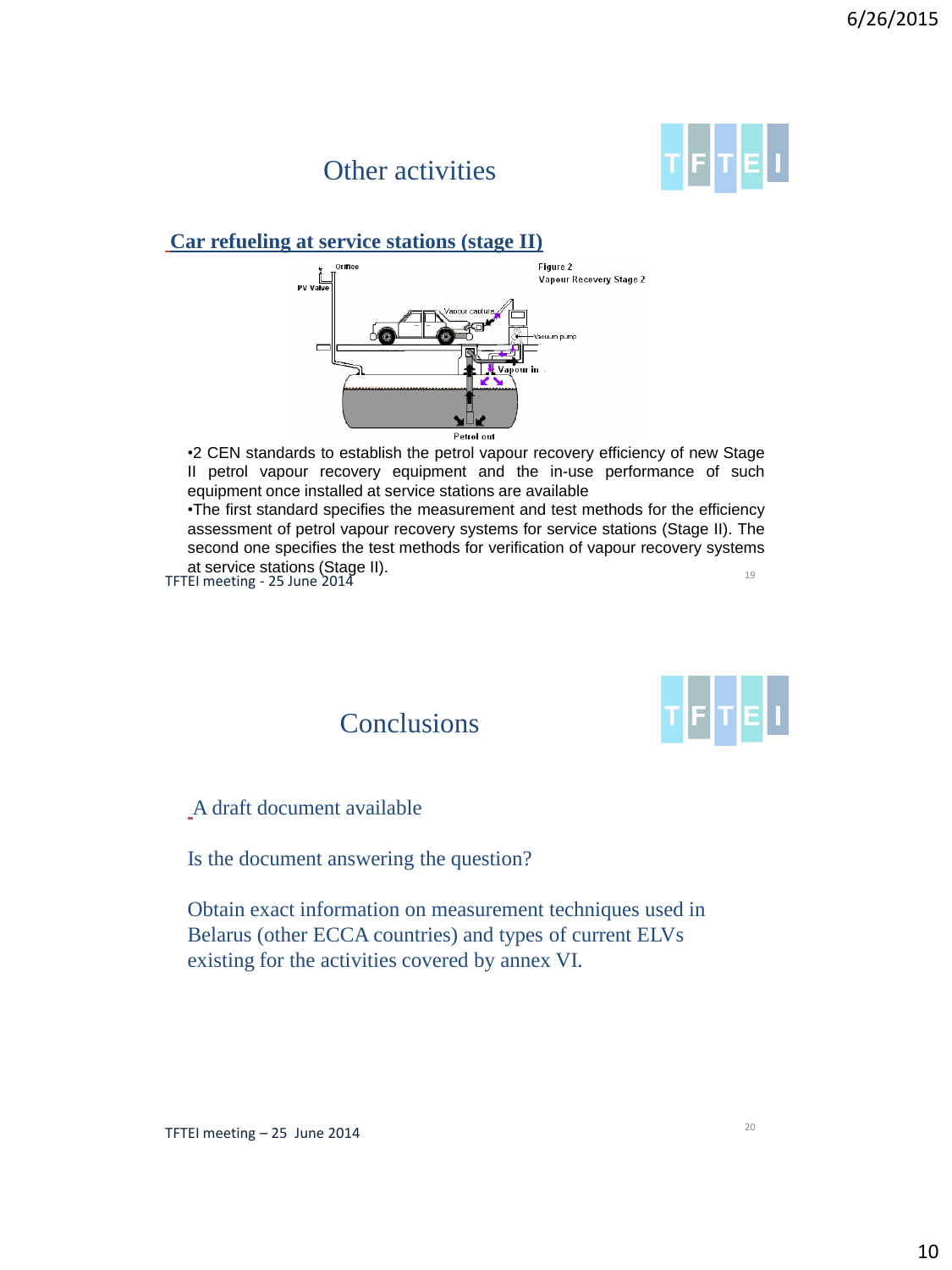## Other activities

**Car refueling at service stations (stage II)**

•2 CEN standards to establish the petrol vapour recovery efficiency of new Stage II petrol vapour recovery equipment and the in-use performance of such equipment once installed at service stations are available

•The first standard specifies the measurement and test methods for the efficiency assessment of petrol vapour recovery systems for service stations (Stage II). The second one specifies the test methods for verification of vapour recovery systems at service stations (Stage II).

TFTEI meeting - 25 June 2014

## Conclusions

A draft document available

Is the document answering the question?

Obtain exact information on measurement techniques used in Belarus (other ECCA countries) and types of current ELVs existing for the activities covered by annex VI.

TFTEI meeting – 25 June 2014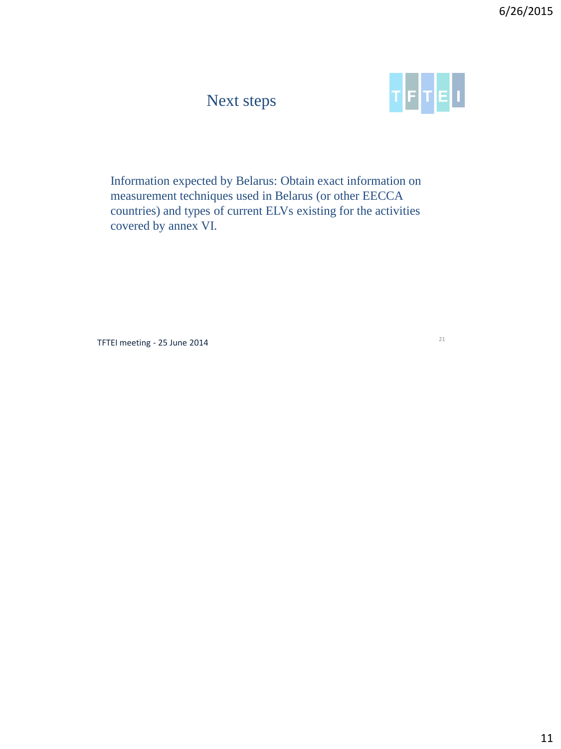# Next steps

TFTEI

Information expected by Belarus: Obtain exact information on measurement techniques used in Belarus (or other EECCA countries) and types of current ELVs existing for the activities covered by annex VI.